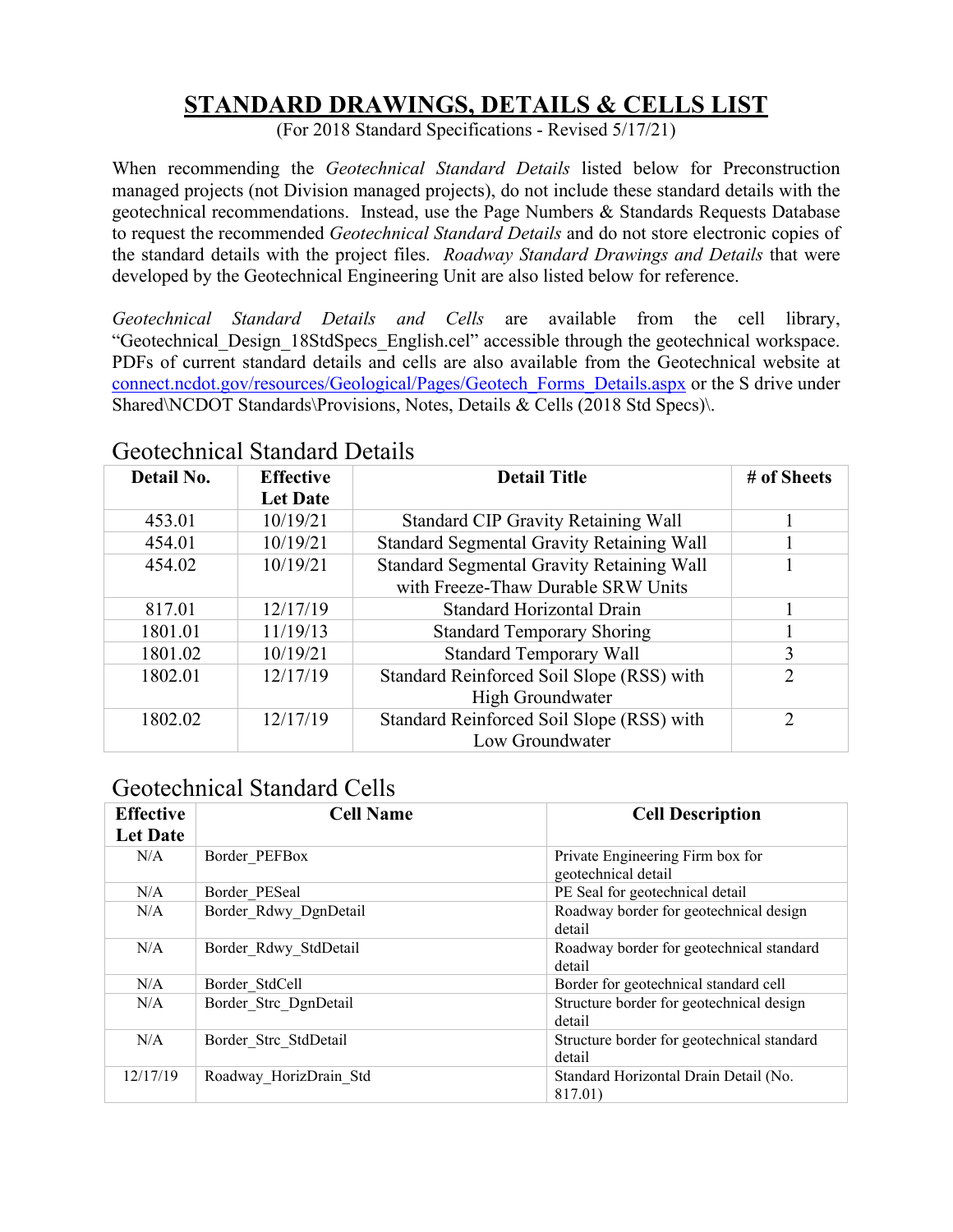# STANDARD DRAWINGS, DETAILS & CELLS LIST

(For 2018 Standard Specifications - Revised 5/17/21)

When recommending the *Geotechnical Standard Details* listed below for Preconstruction managed projects (not Division managed projects), do not include these standard details with the geotechnical recommendations. Instead, use the Page Numbers & Standards Requests Database to request the recommended *Geotechnical Standard Details* and do not store electronic copies of the standard details with the project files. *Roadway Standard Drawings and Details* that were developed by the Geotechnical Engineering Unit are also listed below for reference.

*Geotechnical Standard Details and Cells* are available from the cell library, "Geotechnical_Design_18StdSpecs_English.cel" accessible through the geotechnical workspace. PDFs of current standard details and cells are also available from the Geotechnical website at connect.ncdot.gov/resources/Geological/Pages/Geotech_Forms_Details.aspx or the S drive under Shared\NCDOT Standards\Provisions, Notes, Details & Cells (2018 Std Specs)\.

## Geotechnical Standard Details

| Detail No. | Effective Let Date | Detail Title | # of Sheets |
|---|---|---|---|
| 453.01 | 10/19/21 | Standard CIP Gravity Retaining Wall | 1 |
| 454.01 | 10/19/21 | Standard Segmental Gravity Retaining Wall | 1 |
| 454.02 | 10/19/21 | Standard Segmental Gravity Retaining Wall with Freeze-Thaw Durable SRW Units | 1 |
| 817.01 | 12/17/19 | Standard Horizontal Drain | 1 |
| 1801.01 | 11/19/13 | Standard Temporary Shoring | 1 |
| 1801.02 | 10/19/21 | Standard Temporary Wall | 3 |
| 1802.01 | 12/17/19 | Standard Reinforced Soil Slope (RSS) with High Groundwater | 2 |
| 1802.02 | 12/17/19 | Standard Reinforced Soil Slope (RSS) with Low Groundwater | 2 |

## Geotechnical Standard Cells

| Effective Let Date | Cell Name | Cell Description |
|---|---|---|
| N/A | Border_PEFBox | Private Engineering Firm box for geotechnical detail |
| N/A | Border_PESeal | PE Seal for geotechnical detail |
| N/A | Border_Rdwy_DgnDetail | Roadway border for geotechnical design detail |
| N/A | Border_Rdwy_StdDetail | Roadway border for geotechnical standard detail |
| N/A | Border_StdCell | Border for geotechnical standard cell |
| N/A | Border_Strc_DgnDetail | Structure border for geotechnical design detail |
| N/A | Border_Strc_StdDetail | Structure border for geotechnical standard detail |
| 12/17/19 | Roadway_HorizDrain_Std | Standard Horizontal Drain Detail (No. 817.01) |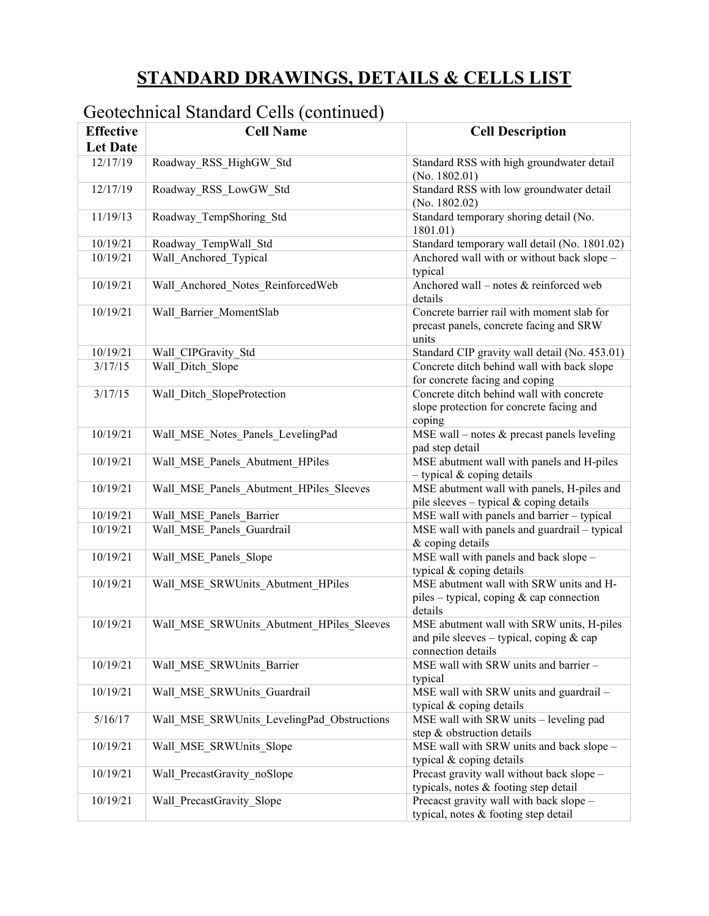# STANDARD DRAWINGS, DETAILS & CELLS LIST

## Geotechnical Standard Cells (continued)

| Effective Let Date | Cell Name | Cell Description |
|---|---|---|
| 12/17/19 | Roadway_RSS_HighGW_Std | Standard RSS with high groundwater detail (No. 1802.01) |
| 12/17/19 | Roadway_RSS_LowGW_Std | Standard RSS with low groundwater detail (No. 1802.02) |
| 11/19/13 | Roadway_TempShoring_Std | Standard temporary shoring detail (No. 1801.01) |
| 10/19/21 | Roadway_TempWall_Std | Standard temporary wall detail (No. 1801.02) |
| 10/19/21 | Wall_Anchored_Typical | Anchored wall with or without back slope – typical |
| 10/19/21 | Wall_Anchored_Notes_ReinforcedWeb | Anchored wall – notes & reinforced web details |
| 10/19/21 | Wall_Barrier_MomentSlab | Concrete barrier rail with moment slab for precast panels, concrete facing and SRW units |
| 10/19/21 | Wall_CIPGravity_Std | Standard CIP gravity wall detail (No. 453.01) |
| 3/17/15 | Wall_Ditch_Slope | Concrete ditch behind wall with back slope for concrete facing and coping |
| 3/17/15 | Wall_Ditch_SlopeProtection | Concrete ditch behind wall with concrete slope protection for concrete facing and coping |
| 10/19/21 | Wall_MSE_Notes_Panels_LevelingPad | MSE wall – notes & precast panels leveling pad step detail |
| 10/19/21 | Wall_MSE_Panels_Abutment_HPiles | MSE abutment wall with panels and H-piles – typical & coping details |
| 10/19/21 | Wall_MSE_Panels_Abutment_HPiles_Sleeves | MSE abutment wall with panels, H-piles and pile sleeves – typical & coping details |
| 10/19/21 | Wall_MSE_Panels_Barrier | MSE wall with panels and barrier – typical |
| 10/19/21 | Wall_MSE_Panels_Guardrail | MSE wall with panels and guardrail – typical & coping details |
| 10/19/21 | Wall_MSE_Panels_Slope | MSE wall with panels and back slope – typical & coping details |
| 10/19/21 | Wall_MSE_SRWUnits_Abutment_HPiles | MSE abutment wall with SRW units and H-piles – typical, coping & cap connection details |
| 10/19/21 | Wall_MSE_SRWUnits_Abutment_HPiles_Sleeves | MSE abutment wall with SRW units, H-piles and pile sleeves – typical, coping & cap connection details |
| 10/19/21 | Wall_MSE_SRWUnits_Barrier | MSE wall with SRW units and barrier – typical |
| 10/19/21 | Wall_MSE_SRWUnits_Guardrail | MSE wall with SRW units and guardrail – typical & coping details |
| 5/16/17 | Wall_MSE_SRWUnits_LevelingPad_Obstructions | MSE wall with SRW units – leveling pad step & obstruction details |
| 10/19/21 | Wall_MSE_SRWUnits_Slope | MSE wall with SRW units and back slope – typical & coping details |
| 10/19/21 | Wall_PrecastGravity_noSlope | Precast gravity wall without back slope – typicals, notes & footing step detail |
| 10/19/21 | Wall_PrecastGravity_Slope | Precacst gravity wall with back slope – typical, notes & footing step detail |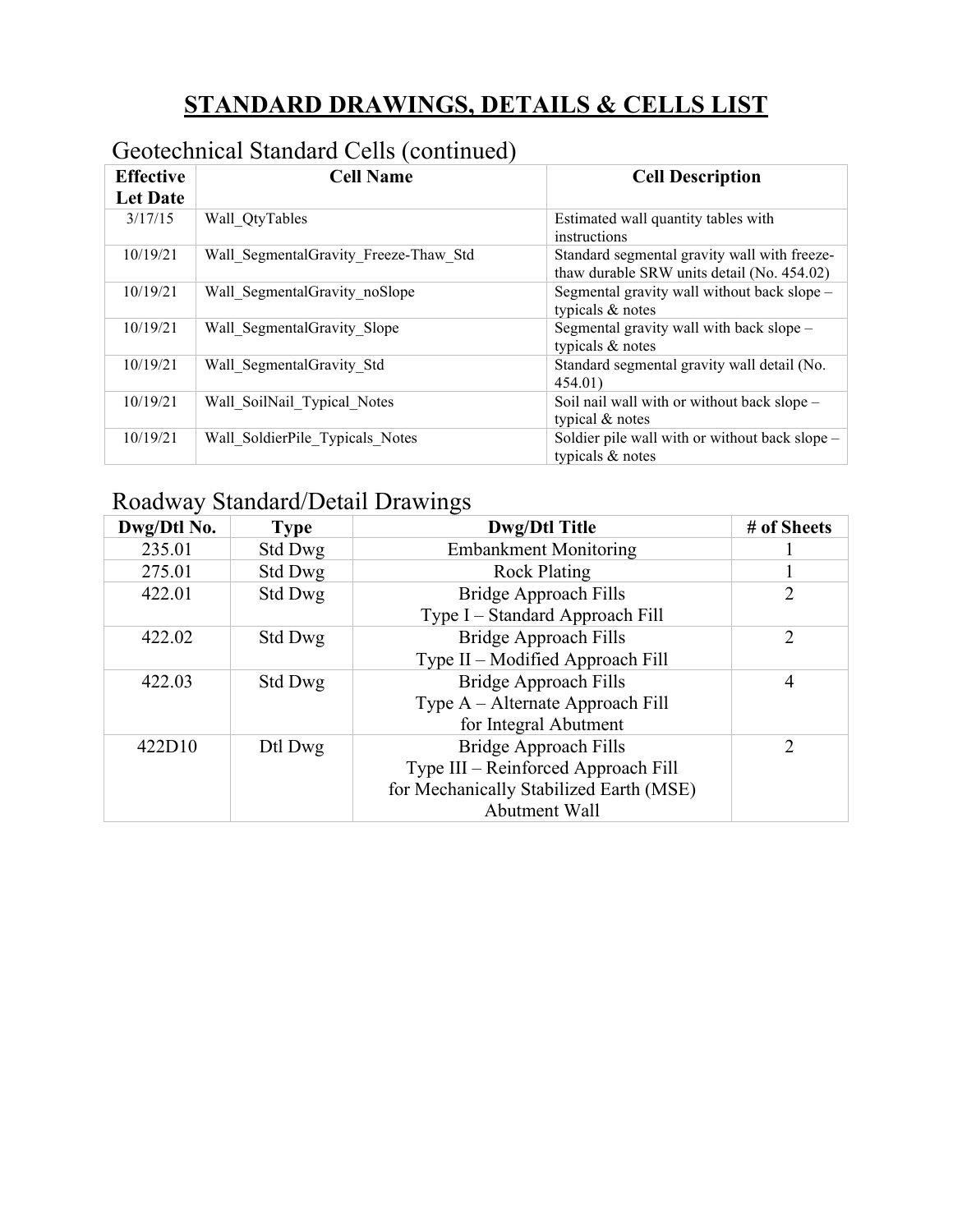# STANDARD DRAWINGS, DETAILS & CELLS LIST

## Geotechnical Standard Cells (continued)

| Effective Let Date | Cell Name | Cell Description |
|---|---|---|
| 3/17/15 | Wall_QtyTables | Estimated wall quantity tables with instructions |
| 10/19/21 | Wall_SegmentalGravity_Freeze-Thaw_Std | Standard segmental gravity wall with freeze-thaw durable SRW units detail (No. 454.02) |
| 10/19/21 | Wall_SegmentalGravity_noSlope | Segmental gravity wall without back slope – typicals & notes |
| 10/19/21 | Wall_SegmentalGravity_Slope | Segmental gravity wall with back slope – typicals & notes |
| 10/19/21 | Wall_SegmentalGravity_Std | Standard segmental gravity wall detail (No. 454.01) |
| 10/19/21 | Wall_SoilNail_Typical_Notes | Soil nail wall with or without back slope – typical & notes |
| 10/19/21 | Wall_SoldierPile_Typicals_Notes | Soldier pile wall with or without back slope – typicals & notes |

## Roadway Standard/Detail Drawings

| Dwg/Dtl No. | Type | Dwg/Dtl Title | # of Sheets |
|---|---|---|---|
| 235.01 | Std Dwg | Embankment Monitoring | 1 |
| 275.01 | Std Dwg | Rock Plating | 1 |
| 422.01 | Std Dwg | Bridge Approach Fills<br>Type I – Standard Approach Fill | 2 |
| 422.02 | Std Dwg | Bridge Approach Fills<br>Type II – Modified Approach Fill | 2 |
| 422.03 | Std Dwg | Bridge Approach Fills<br>Type A – Alternate Approach Fill<br>for Integral Abutment | 4 |
| 422D10 | Dtl Dwg | Bridge Approach Fills<br>Type III – Reinforced Approach Fill<br>for Mechanically Stabilized Earth (MSE)<br>Abutment Wall | 2 |